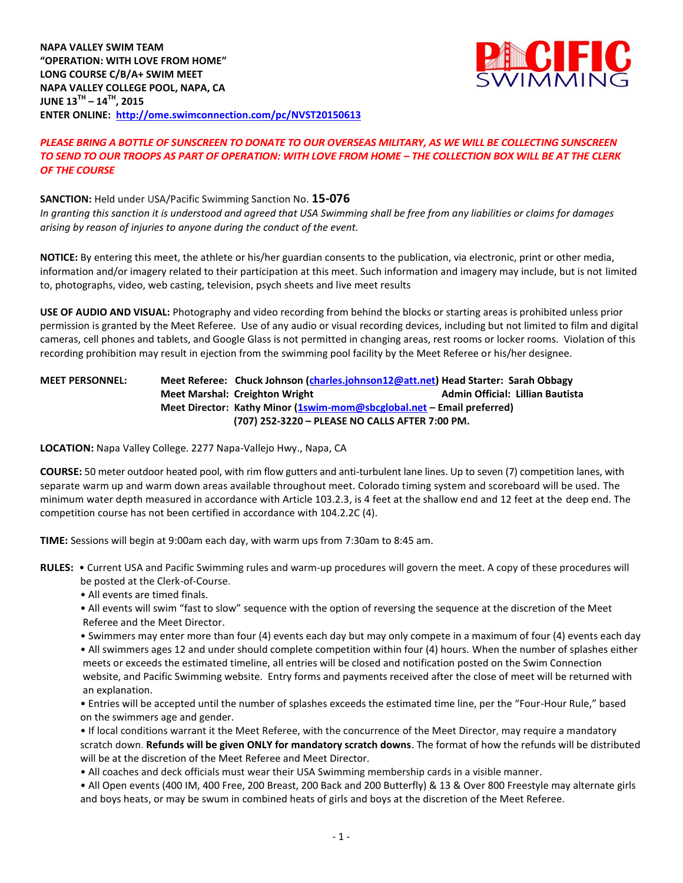**NAPA VALLEY SWIM TEAM**
**"OPERATION: WITH LOVE FROM HOME"**
**LONG COURSE C/B/A+ SWIM MEET**
**NAPA VALLEY COLLEGE POOL, NAPA, CA**
**JUNE 13TH – 14TH, 2015**
**ENTER ONLINE: http://ome.swimconnection.com/pc/NVST20150613**

***PLEASE BRING A BOTTLE OF SUNSCREEN TO DONATE TO OUR OVERSEAS MILITARY, AS WE WILL BE COLLECTING SUNSCREEN TO SEND TO OUR TROOPS AS PART OF OPERATION: WITH LOVE FROM HOME – THE COLLECTION BOX WILL BE AT THE CLERK OF THE COURSE***

**SANCTION:** Held under USA/Pacific Swimming Sanction No. **15-076**
*In granting this sanction it is understood and agreed that USA Swimming shall be free from any liabilities or claims for damages arising by reason of injuries to anyone during the conduct of the event.*

**NOTICE:** By entering this meet, the athlete or his/her guardian consents to the publication, via electronic, print or other media, information and/or imagery related to their participation at this meet. Such information and imagery may include, but is not limited to, photographs, video, web casting, television, psych sheets and live meet results

**USE OF AUDIO AND VISUAL:** Photography and video recording from behind the blocks or starting areas is prohibited unless prior permission is granted by the Meet Referee. Use of any audio or visual recording devices, including but not limited to film and digital cameras, cell phones and tablets, and Google Glass is not permitted in changing areas, rest rooms or locker rooms. Violation of this recording prohibition may result in ejection from the swimming pool facility by the Meet Referee or his/her designee.

**MEET PERSONNEL:**
**Meet Referee: Chuck Johnson (charles.johnson12@att.net) Head Starter: Sarah Obbagy**
**Meet Marshal: Creighton Wright Admin Official: Lillian Bautista**
**Meet Director: Kathy Minor (1swim-mom@sbcglobal.net – Email preferred)**
**(707) 252-3220 – PLEASE NO CALLS AFTER 7:00 PM.**

**LOCATION:** Napa Valley College. 2277 Napa-Vallejo Hwy., Napa, CA

**COURSE:** 50 meter outdoor heated pool, with rim flow gutters and anti-turbulent lane lines. Up to seven (7) competition lanes, with separate warm up and warm down areas available throughout meet. Colorado timing system and scoreboard will be used. The minimum water depth measured in accordance with Article 103.2.3, is 4 feet at the shallow end and 12 feet at the deep end. The competition course has not been certified in accordance with 104.2.2C (4).

**TIME:** Sessions will begin at 9:00am each day, with warm ups from 7:30am to 8:45 am.

**RULES:**
- Current USA and Pacific Swimming rules and warm-up procedures will govern the meet. A copy of these procedures will be posted at the Clerk-of-Course.
- All events are timed finals.
- All events will swim "fast to slow" sequence with the option of reversing the sequence at the discretion of the Meet Referee and the Meet Director.
- Swimmers may enter more than four (4) events each day but may only compete in a maximum of four (4) events each day
- All swimmers ages 12 and under should complete competition within four (4) hours. When the number of splashes either meets or exceeds the estimated timeline, all entries will be closed and notification posted on the Swim Connection website, and Pacific Swimming website. Entry forms and payments received after the close of meet will be returned with an explanation.
- Entries will be accepted until the number of splashes exceeds the estimated time line, per the "Four-Hour Rule," based on the swimmers age and gender.
- If local conditions warrant it the Meet Referee, with the concurrence of the Meet Director, may require a mandatory scratch down. **Refunds will be given ONLY for mandatory scratch downs**. The format of how the refunds will be distributed will be at the discretion of the Meet Referee and Meet Director.
- All coaches and deck officials must wear their USA Swimming membership cards in a visible manner.
- All Open events (400 IM, 400 Free, 200 Breast, 200 Back and 200 Butterfly) & 13 & Over 800 Freestyle may alternate girls and boys heats, or may be swum in combined heats of girls and boys at the discretion of the Meet Referee.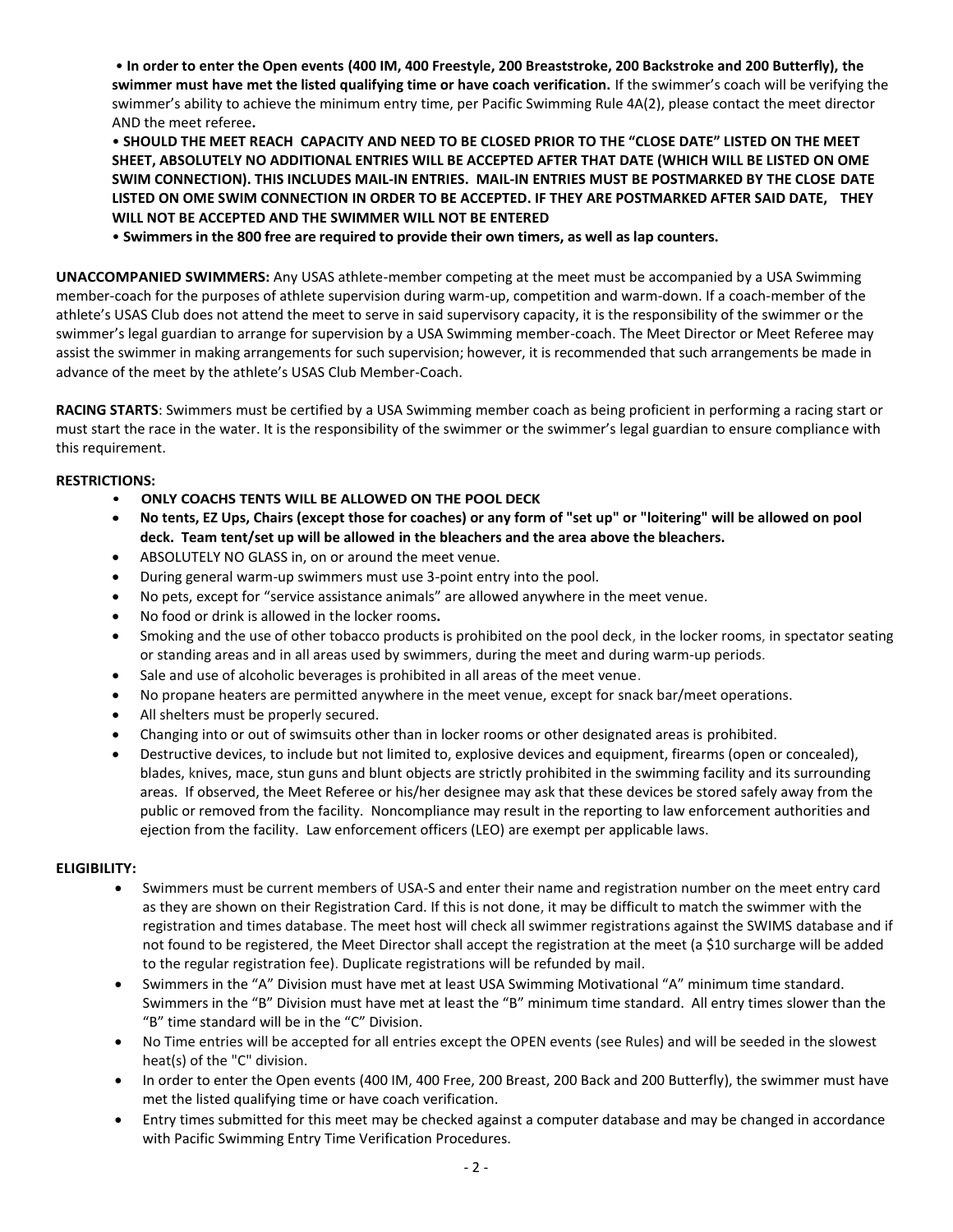- **In order to enter the Open events (400 IM, 400 Freestyle, 200 Breaststroke, 200 Backstroke and 200 Butterfly), the swimmer must have met the listed qualifying time or have coach verification.** If the swimmer's coach will be verifying the swimmer's ability to achieve the minimum entry time, per Pacific Swimming Rule 4A(2), please contact the meet director AND the meet referee**.**
- **SHOULD THE MEET REACH CAPACITY AND NEED TO BE CLOSED PRIOR TO THE "CLOSE DATE" LISTED ON THE MEET SHEET, ABSOLUTELY NO ADDITIONAL ENTRIES WILL BE ACCEPTED AFTER THAT DATE (WHICH WILL BE LISTED ON OME SWIM CONNECTION). THIS INCLUDES MAIL-IN ENTRIES. MAIL-IN ENTRIES MUST BE POSTMARKED BY THE CLOSE DATE LISTED ON OME SWIM CONNECTION IN ORDER TO BE ACCEPTED. IF THEY ARE POSTMARKED AFTER SAID DATE, THEY WILL NOT BE ACCEPTED AND THE SWIMMER WILL NOT BE ENTERED**
- **Swimmers in the 800 free are required to provide their own timers, as well as lap counters.**

**UNACCOMPANIED SWIMMERS:** Any USAS athlete-member competing at the meet must be accompanied by a USA Swimming member-coach for the purposes of athlete supervision during warm-up, competition and warm-down. If a coach-member of the athlete's USAS Club does not attend the meet to serve in said supervisory capacity, it is the responsibility of the swimmer or the swimmer's legal guardian to arrange for supervision by a USA Swimming member-coach. The Meet Director or Meet Referee may assist the swimmer in making arrangements for such supervision; however, it is recommended that such arrangements be made in advance of the meet by the athlete's USAS Club Member-Coach.

**RACING STARTS**: Swimmers must be certified by a USA Swimming member coach as being proficient in performing a racing start or must start the race in the water. It is the responsibility of the swimmer or the swimmer's legal guardian to ensure compliance with this requirement.

**RESTRICTIONS:**

- **ONLY COACHS TENTS WILL BE ALLOWED ON THE POOL DECK**
- **No tents, EZ Ups, Chairs (except those for coaches) or any form of "set up" or "loitering" will be allowed on pool deck. Team tent/set up will be allowed in the bleachers and the area above the bleachers.**
- ABSOLUTELY NO GLASS in, on or around the meet venue.
- During general warm-up swimmers must use 3-point entry into the pool.
- No pets, except for "service assistance animals" are allowed anywhere in the meet venue.
- No food or drink is allowed in the locker rooms**.**
- Smoking and the use of other tobacco products is prohibited on the pool deck, in the locker rooms, in spectator seating or standing areas and in all areas used by swimmers, during the meet and during warm-up periods.
- Sale and use of alcoholic beverages is prohibited in all areas of the meet venue.
- No propane heaters are permitted anywhere in the meet venue, except for snack bar/meet operations.
- All shelters must be properly secured.
- Changing into or out of swimsuits other than in locker rooms or other designated areas is prohibited.
- Destructive devices, to include but not limited to, explosive devices and equipment, firearms (open or concealed), blades, knives, mace, stun guns and blunt objects are strictly prohibited in the swimming facility and its surrounding areas. If observed, the Meet Referee or his/her designee may ask that these devices be stored safely away from the public or removed from the facility. Noncompliance may result in the reporting to law enforcement authorities and ejection from the facility. Law enforcement officers (LEO) are exempt per applicable laws.

**ELIGIBILITY:**

- Swimmers must be current members of USA-S and enter their name and registration number on the meet entry card as they are shown on their Registration Card. If this is not done, it may be difficult to match the swimmer with the registration and times database. The meet host will check all swimmer registrations against the SWIMS database and if not found to be registered, the Meet Director shall accept the registration at the meet (a $10 surcharge will be added to the regular registration fee). Duplicate registrations will be refunded by mail.
- Swimmers in the "A" Division must have met at least USA Swimming Motivational "A" minimum time standard. Swimmers in the "B" Division must have met at least the "B" minimum time standard. All entry times slower than the "B" time standard will be in the "C" Division.
- No Time entries will be accepted for all entries except the OPEN events (see Rules) and will be seeded in the slowest heat(s) of the "C" division.
- In order to enter the Open events (400 IM, 400 Free, 200 Breast, 200 Back and 200 Butterfly), the swimmer must have met the listed qualifying time or have coach verification.
- Entry times submitted for this meet may be checked against a computer database and may be changed in accordance with Pacific Swimming Entry Time Verification Procedures.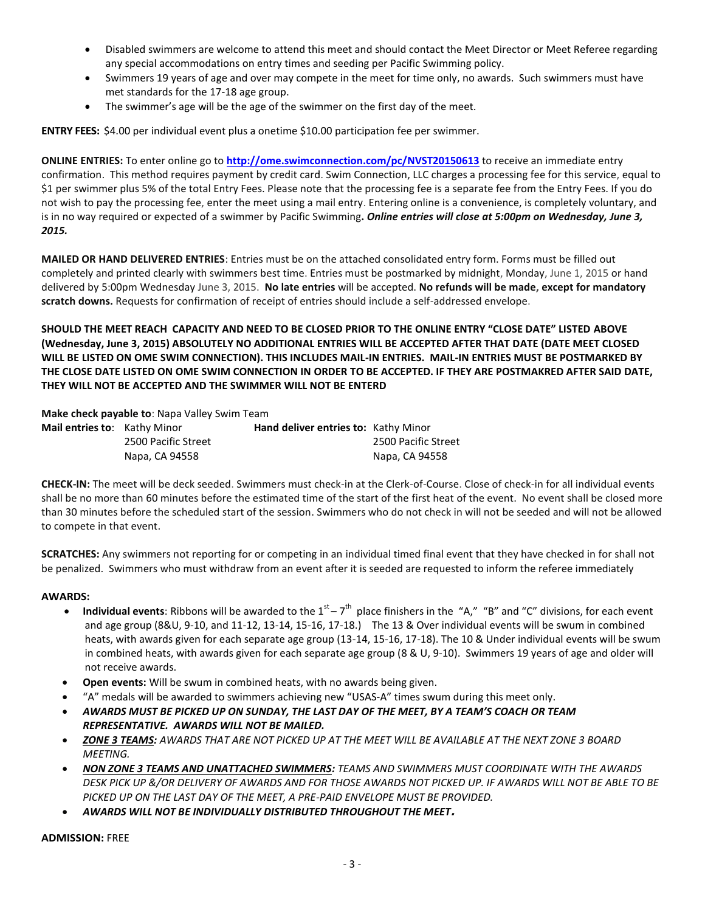- Disabled swimmers are welcome to attend this meet and should contact the Meet Director or Meet Referee regarding any special accommodations on entry times and seeding per Pacific Swimming policy.
- Swimmers 19 years of age and over may compete in the meet for time only, no awards. Such swimmers must have met standards for the 17-18 age group.
- The swimmer's age will be the age of the swimmer on the first day of the meet.

**ENTRY FEES:** $4.00 per individual event plus a onetime $10.00 participation fee per swimmer.

**ONLINE ENTRIES:** To enter online go to **http://ome.swimconnection.com/pc/NVST20150613** to receive an immediate entry confirmation. This method requires payment by credit card. Swim Connection, LLC charges a processing fee for this service, equal to $1 per swimmer plus 5% of the total Entry Fees. Please note that the processing fee is a separate fee from the Entry Fees. If you do not wish to pay the processing fee, enter the meet using a mail entry. Entering online is a convenience, is completely voluntary, and is in no way required or expected of a swimmer by Pacific Swimming**.** ***Online entries will close at 5:00pm on Wednesday, June 3, 2015.***

**MAILED OR HAND DELIVERED ENTRIES**: Entries must be on the attached consolidated entry form. Forms must be filled out completely and printed clearly with swimmers best time. Entries must be postmarked by midnight, Monday, June 1, 2015 or hand delivered by 5:00pm Wednesday June 3, 2015. **No late entries** will be accepted. **No refunds will be made, except for mandatory scratch downs.** Requests for confirmation of receipt of entries should include a self-addressed envelope.

**SHOULD THE MEET REACH CAPACITY AND NEED TO BE CLOSED PRIOR TO THE ONLINE ENTRY "CLOSE DATE" LISTED ABOVE (Wednesday, June 3, 2015) ABSOLUTELY NO ADDITIONAL ENTRIES WILL BE ACCEPTED AFTER THAT DATE (DATE MEET CLOSED WILL BE LISTED ON OME SWIM CONNECTION). THIS INCLUDES MAIL-IN ENTRIES. MAIL-IN ENTRIES MUST BE POSTMARKED BY THE CLOSE DATE LISTED ON OME SWIM CONNECTION IN ORDER TO BE ACCEPTED. IF THEY ARE POSTMAKRED AFTER SAID DATE, THEY WILL NOT BE ACCEPTED AND THE SWIMMER WILL NOT BE ENTERD**

**Make check payable to**: Napa Valley Swim Team

| **Mail entries to**: | Kathy Minor | **Hand deliver entries to:** | Kathy Minor |
|---|---|---|---|
| | 2500 Pacific Street | | 2500 Pacific Street |
| | Napa, CA 94558 | | Napa, CA 94558 |

**CHECK-IN:** The meet will be deck seeded. Swimmers must check-in at the Clerk-of-Course. Close of check-in for all individual events shall be no more than 60 minutes before the estimated time of the start of the first heat of the event. No event shall be closed more than 30 minutes before the scheduled start of the session. Swimmers who do not check in will not be seeded and will not be allowed to compete in that event.

**SCRATCHES:** Any swimmers not reporting for or competing in an individual timed final event that they have checked in for shall not be penalized. Swimmers who must withdraw from an event after it is seeded are requested to inform the referee immediately

**AWARDS:**

- **Individual events**: Ribbons will be awarded to the 1st – 7th place finishers in the "A," "B" and "C" divisions, for each event and age group (8&U, 9-10, and 11-12, 13-14, 15-16, 17-18.) The 13 & Over individual events will be swum in combined heats, with awards given for each separate age group (13-14, 15-16, 17-18). The 10 & Under individual events will be swum in combined heats, with awards given for each separate age group (8 & U, 9-10). Swimmers 19 years of age and older will not receive awards.
- **Open events:** Will be swum in combined heats, with no awards being given.
- "A" medals will be awarded to swimmers achieving new "USAS-A" times swum during this meet only.
- ***AWARDS MUST BE PICKED UP ON SUNDAY, THE LAST DAY OF THE MEET, BY A TEAM'S COACH OR TEAM REPRESENTATIVE. AWARDS WILL NOT BE MAILED.***
- ***ZONE 3 TEAMS:*** *AWARDS THAT ARE NOT PICKED UP AT THE MEET WILL BE AVAILABLE AT THE NEXT ZONE 3 BOARD MEETING.*
- ***NON ZONE 3 TEAMS AND UNATTACHED SWIMMERS:*** *TEAMS AND SWIMMERS MUST COORDINATE WITH THE AWARDS DESK PICK UP &/OR DELIVERY OF AWARDS AND FOR THOSE AWARDS NOT PICKED UP. IF AWARDS WILL NOT BE ABLE TO BE PICKED UP ON THE LAST DAY OF THE MEET, A PRE-PAID ENVELOPE MUST BE PROVIDED.*
- ***AWARDS WILL NOT BE INDIVIDUALLY DISTRIBUTED THROUGHOUT THE MEET.***

**ADMISSION:** FREE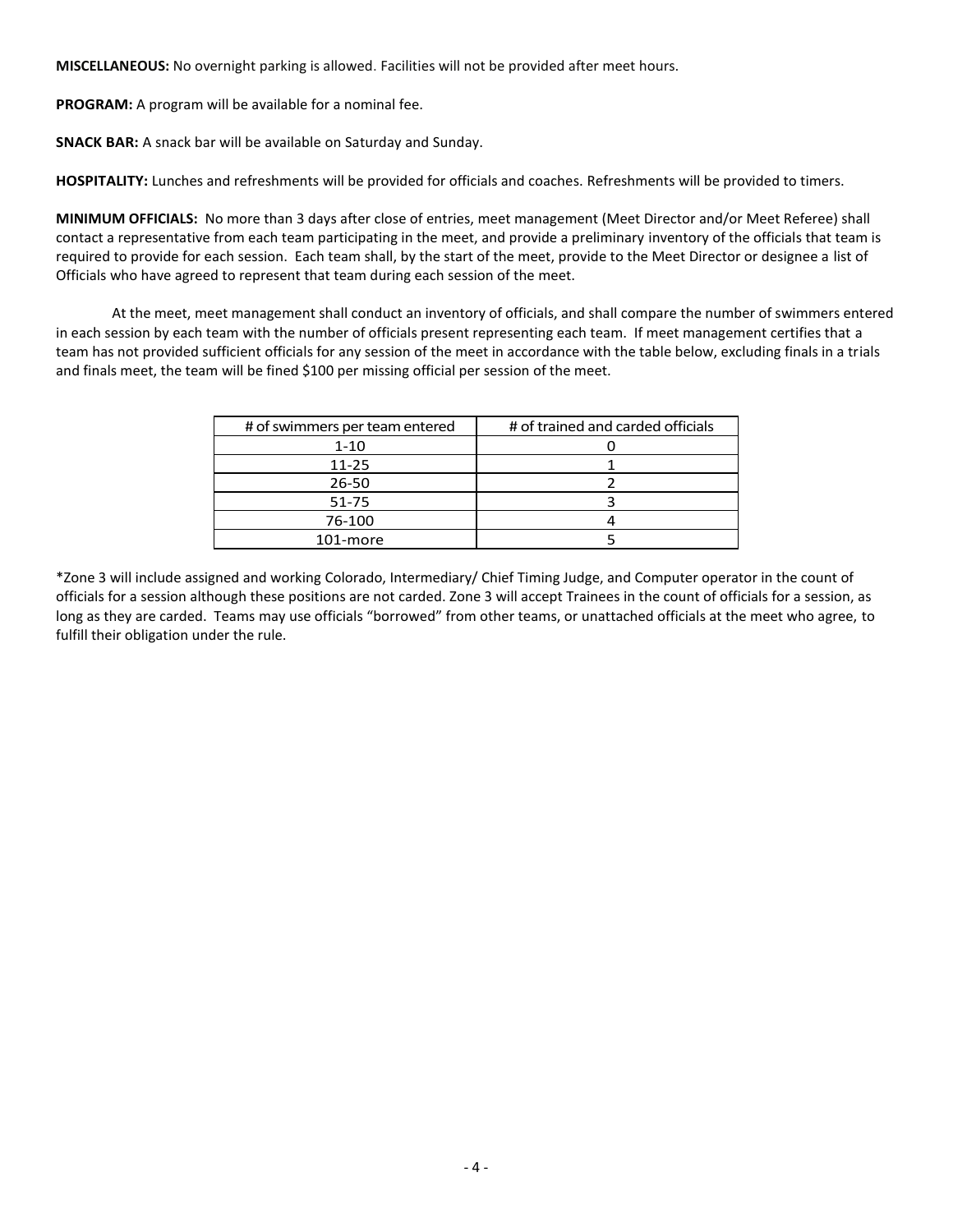**MISCELLANEOUS:** No overnight parking is allowed. Facilities will not be provided after meet hours.

**PROGRAM:** A program will be available for a nominal fee.

**SNACK BAR:** A snack bar will be available on Saturday and Sunday.

**HOSPITALITY:** Lunches and refreshments will be provided for officials and coaches. Refreshments will be provided to timers.

**MINIMUM OFFICIALS:** No more than 3 days after close of entries, meet management (Meet Director and/or Meet Referee) shall contact a representative from each team participating in the meet, and provide a preliminary inventory of the officials that team is required to provide for each session. Each team shall, by the start of the meet, provide to the Meet Director or designee a list of Officials who have agreed to represent that team during each session of the meet.

At the meet, meet management shall conduct an inventory of officials, and shall compare the number of swimmers entered in each session by each team with the number of officials present representing each team. If meet management certifies that a team has not provided sufficient officials for any session of the meet in accordance with the table below, excluding finals in a trials and finals meet, the team will be fined $100 per missing official per session of the meet.

| # of swimmers per team entered | # of trained and carded officials |
| --- | --- |
| 1-10 | 0 |
| 11-25 | 1 |
| 26-50 | 2 |
| 51-75 | 3 |
| 76-100 | 4 |
| 101-more | 5 |

*Zone 3 will include assigned and working Colorado, Intermediary/ Chief Timing Judge, and Computer operator in the count of officials for a session although these positions are not carded. Zone 3 will accept Trainees in the count of officials for a session, as long as they are carded. Teams may use officials "borrowed" from other teams, or unattached officials at the meet who agree, to fulfill their obligation under the rule.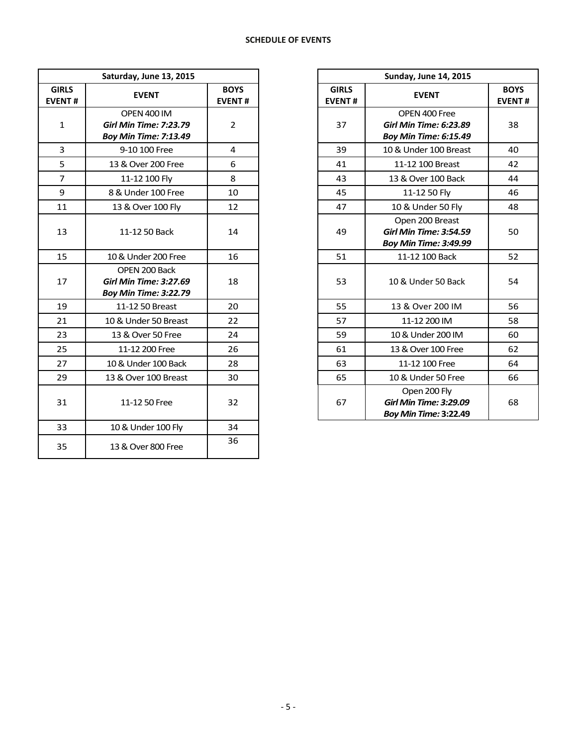**SCHEDULE OF EVENTS**

| Saturday, June 13, 2015 | | |
|---|---|---|
| **GIRLS EVENT #** | **EVENT** | **BOYS EVENT #** |
| 1 | OPEN 400 IM<br>***Girl Min Time: 7:23.79***<br>***Boy Min Time: 7:13.49*** | 2 |
| 3 | 9-10 100 Free | 4 |
| 5 | 13 & Over 200 Free | 6 |
| 7 | 11-12 100 Fly | 8 |
| 9 | 8 & Under 100 Free | 10 |
| 11 | 13 & Over 100 Fly | 12 |
| 13 | 11-12 50 Back | 14 |
| 15 | 10 & Under 200 Free | 16 |
| 17 | OPEN 200 Back<br>***Girl Min Time: 3:27.69***<br>***Boy Min Time: 3:22.79*** | 18 |
| 19 | 11-12 50 Breast | 20 |
| 21 | 10 & Under 50 Breast | 22 |
| 23 | 13 & Over 50 Free | 24 |
| 25 | 11-12 200 Free | 26 |
| 27 | 10 & Under 100 Back | 28 |
| 29 | 13 & Over 100 Breast | 30 |
| 31 | 11-12 50 Free | 32 |
| 33 | 10 & Under 100 Fly | 34 |
| 35 | 13 & Over 800 Free | 36 |

| Sunday, June 14, 2015 | | |
|---|---|---|
| **GIRLS EVENT #** | **EVENT** | **BOYS EVENT #** |
| 37 | OPEN 400 Free<br>***Girl Min Time: 6:23.89***<br>***Boy Min Time: 6:15.49*** | 38 |
| 39 | 10 & Under 100 Breast | 40 |
| 41 | 11-12 100 Breast | 42 |
| 43 | 13 & Over 100 Back | 44 |
| 45 | 11-12 50 Fly | 46 |
| 47 | 10 & Under 50 Fly | 48 |
| 49 | Open 200 Breast<br>***Girl Min Time: 3:54.59***<br>***Boy Min Time: 3:49.99*** | 50 |
| 51 | 11-12 100 Back | 52 |
| 53 | 10 & Under 50 Back | 54 |
| 55 | 13 & Over 200 IM | 56 |
| 57 | 11-12 200 IM | 58 |
| 59 | 10 & Under 200 IM | 60 |
| 61 | 13 & Over 100 Free | 62 |
| 63 | 11-12 100 Free | 64 |
| 65 | 10 & Under 50 Free | 66 |
| 67 | Open 200 Fly<br>***Girl Min Time: 3:29.09***<br>***Boy Min Time:* 3:22.49** | 68 |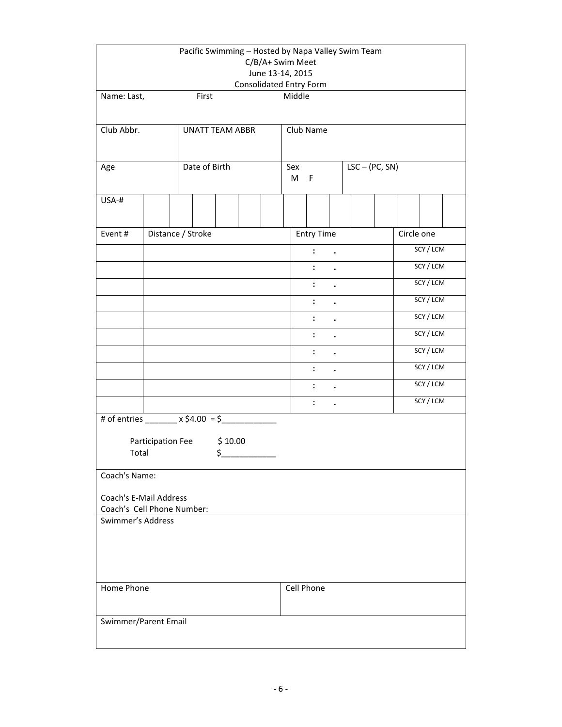Pacific Swimming – Hosted by Napa Valley Swim Team
C/B/A+ Swim Meet
June 13-14, 2015
Consolidated Entry Form

| Name: Last, | First | Middle |
|---|---|---|
| | | |

| Club Abbr. | UNATT TEAM ABBR | Club Name |
|---|---|---|
| | | |

| Age | Date of Birth | Sex M F | LSC – (PC, SN) |
|---|---|---|---|
| | | | |

| USA-# | | | | | | | | | | | | | | |
|---|---|---|---|---|---|---|---|---|---|---|---|---|---|---|
| | | | | | | | | | | | | | | |

| Event # | Distance / Stroke | Entry Time | Circle one |
|---|---|---|---|
| | | : . | SCY / LCM |
| | | : . | SCY / LCM |
| | | : . | SCY / LCM |
| | | : . | SCY / LCM |
| | | : . | SCY / LCM |
| | | : . | SCY / LCM |
| | | : . | SCY / LCM |
| | | : . | SCY / LCM |
| | | : . | SCY / LCM |
| | | : . | SCY / LCM |

# of entries _______ x $4.00 = $____________

Participation Fee $ 10.00
Total $____________

Coach's Name:

Coach's E-Mail Address
Coach's Cell Phone Number:

Swimmer's Address

| Home Phone | Cell Phone |
|---|---|
| | |

Swimmer/Parent Email